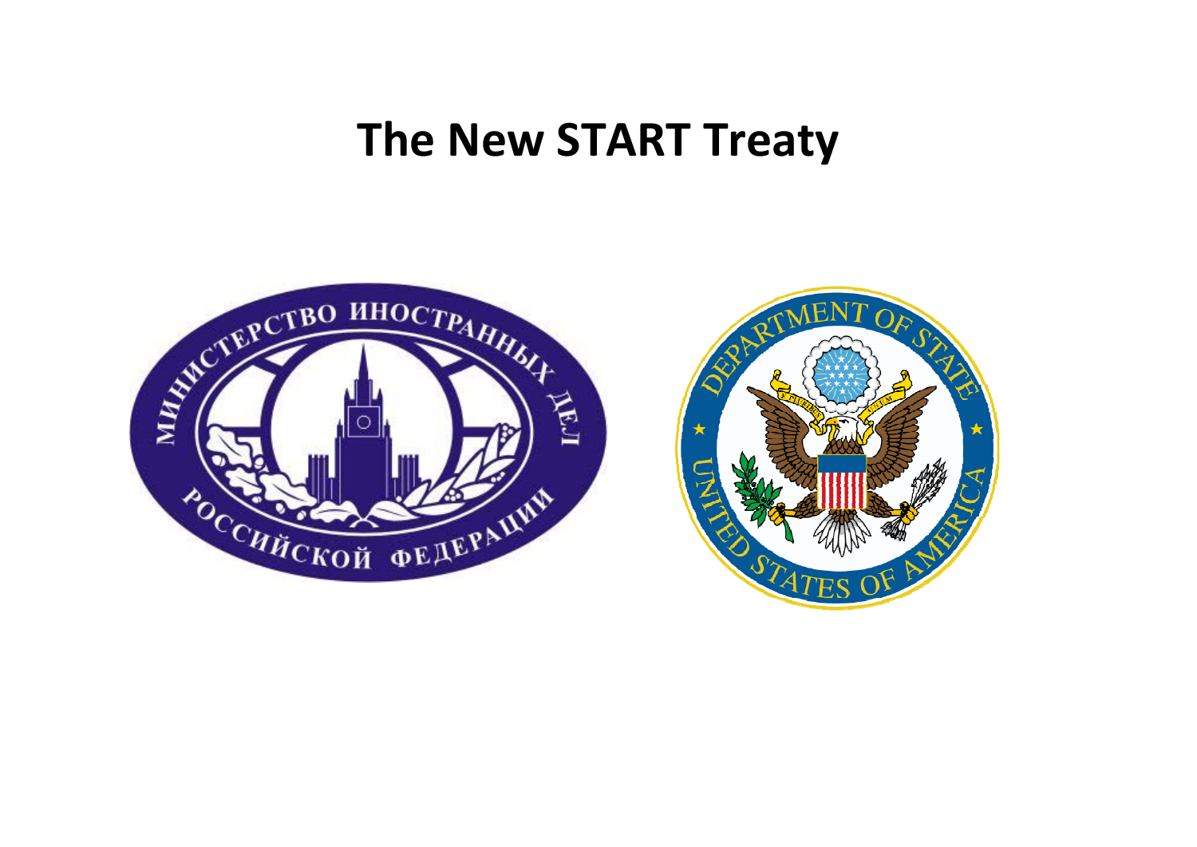# The New START Treaty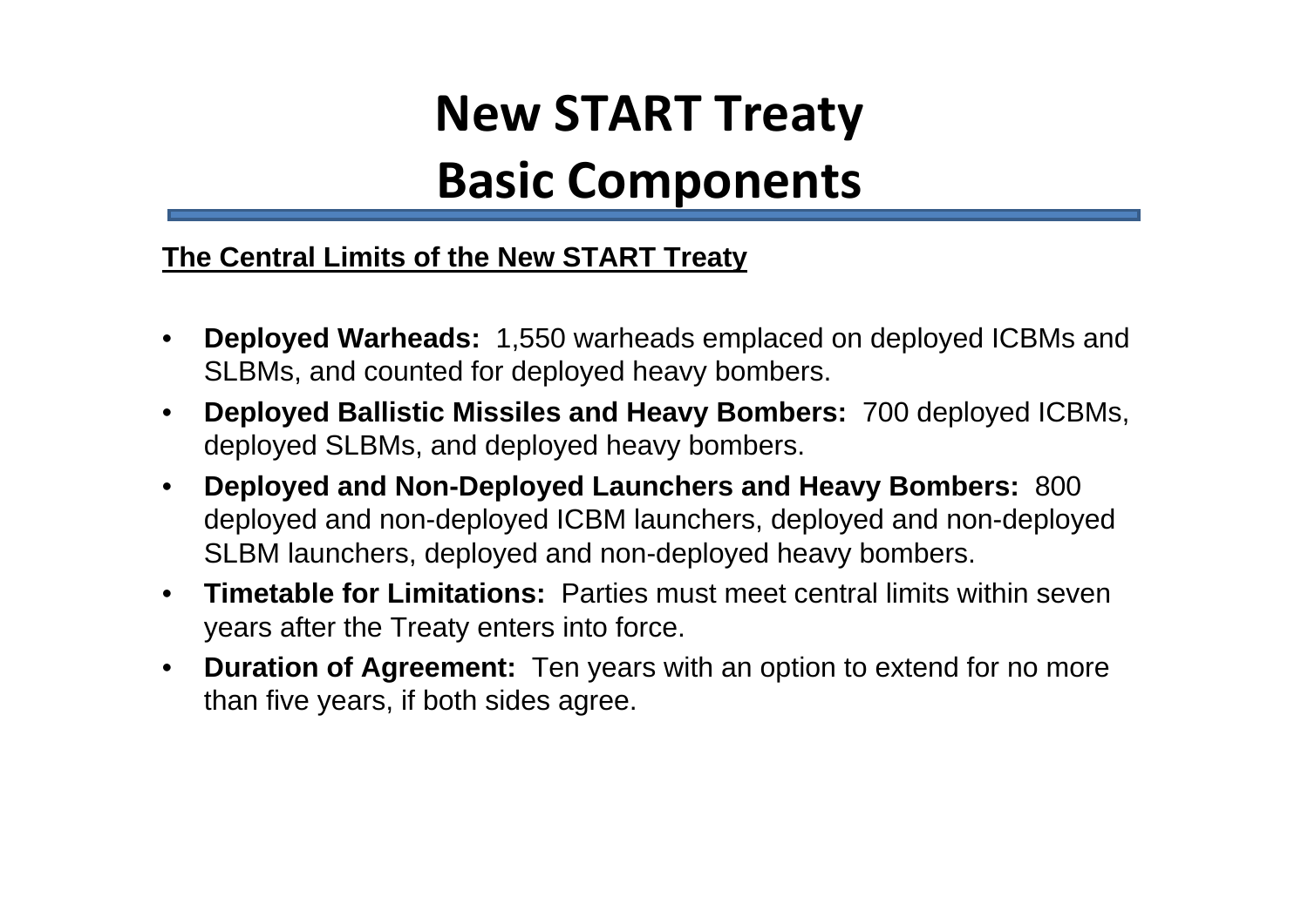# New START Treaty
# Basic Components

**The Central Limits of the New START Treaty**

- **Deployed Warheads:** 1,550 warheads emplaced on deployed ICBMs and SLBMs, and counted for deployed heavy bombers.
- **Deployed Ballistic Missiles and Heavy Bombers:** 700 deployed ICBMs, deployed SLBMs, and deployed heavy bombers.
- **Deployed and Non-Deployed Launchers and Heavy Bombers:** 800 deployed and non-deployed ICBM launchers, deployed and non-deployed SLBM launchers, deployed and non-deployed heavy bombers.
- **Timetable for Limitations:** Parties must meet central limits within seven years after the Treaty enters into force.
- **Duration of Agreement:** Ten years with an option to extend for no more than five years, if both sides agree.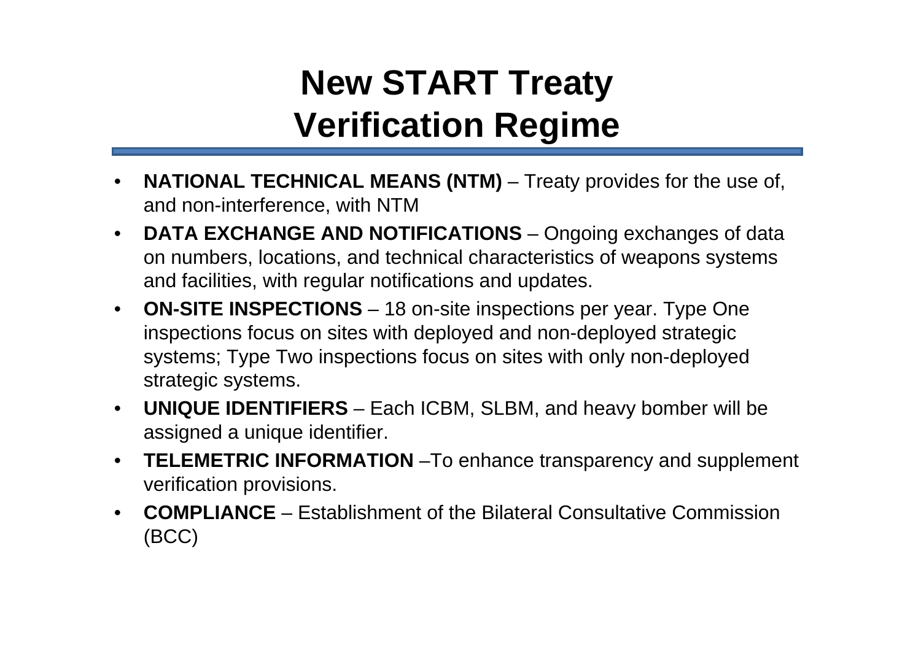# New START Treaty Verification Regime

- **NATIONAL TECHNICAL MEANS (NTM)** – Treaty provides for the use of, and non-interference, with NTM
- **DATA EXCHANGE AND NOTIFICATIONS** – Ongoing exchanges of data on numbers, locations, and technical characteristics of weapons systems and facilities, with regular notifications and updates.
- **ON-SITE INSPECTIONS** – 18 on-site inspections per year. Type One inspections focus on sites with deployed and non-deployed strategic systems; Type Two inspections focus on sites with only non-deployed strategic systems.
- **UNIQUE IDENTIFIERS** – Each ICBM, SLBM, and heavy bomber will be assigned a unique identifier.
- **TELEMETRIC INFORMATION** –To enhance transparency and supplement verification provisions.
- **COMPLIANCE** – Establishment of the Bilateral Consultative Commission (BCC)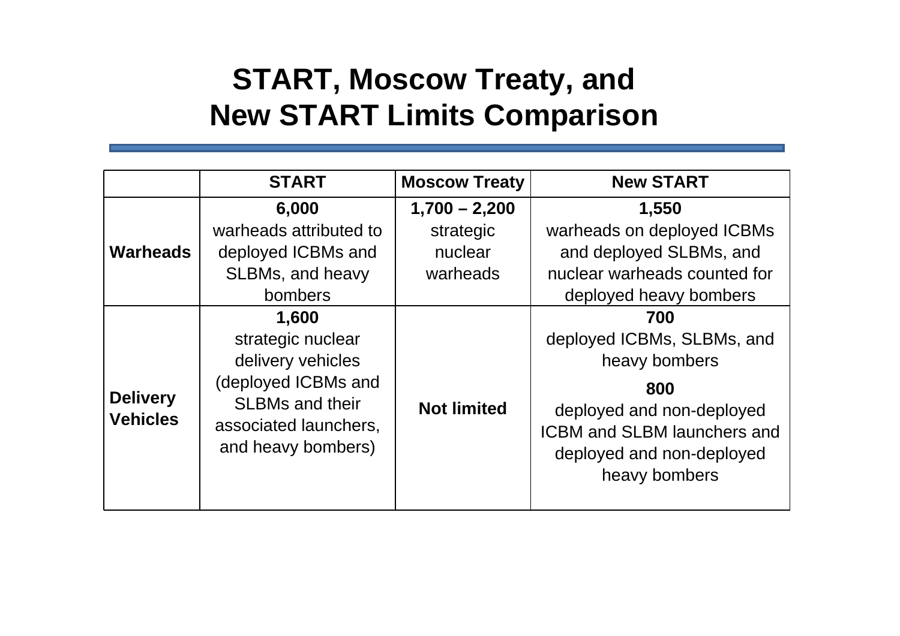# START, Moscow Treaty, and New START Limits Comparison

| | START | Moscow Treaty | New START |
|---|---|---|---|
| **Warheads** | **6,000** warheads attributed to deployed ICBMs and SLBMs, and heavy bombers | **1,700 – 2,200** strategic nuclear warheads | **1,550** warheads on deployed ICBMs and deployed SLBMs, and nuclear warheads counted for deployed heavy bombers |
| **Delivery Vehicles** | **1,600** strategic nuclear delivery vehicles (deployed ICBMs and SLBMs and their associated launchers, and heavy bombers) | **Not limited** | **700** deployed ICBMs, SLBMs, and heavy bombers<br><br>**800** deployed and non-deployed ICBM and SLBM launchers and deployed and non-deployed heavy bombers |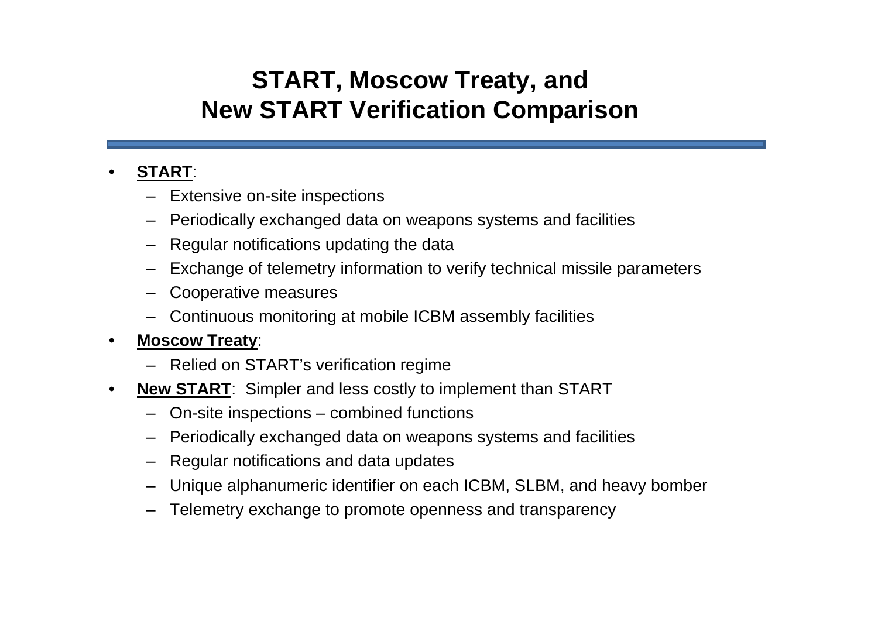# START, Moscow Treaty, and New START Verification Comparison

- **START**:
  - Extensive on-site inspections
  - Periodically exchanged data on weapons systems and facilities
  - Regular notifications updating the data
  - Exchange of telemetry information to verify technical missile parameters
  - Cooperative measures
  - Continuous monitoring at mobile ICBM assembly facilities
- **Moscow Treaty**:
  - Relied on START's verification regime
- **New START**: Simpler and less costly to implement than START
  - On-site inspections – combined functions
  - Periodically exchanged data on weapons systems and facilities
  - Regular notifications and data updates
  - Unique alphanumeric identifier on each ICBM, SLBM, and heavy bomber
  - Telemetry exchange to promote openness and transparency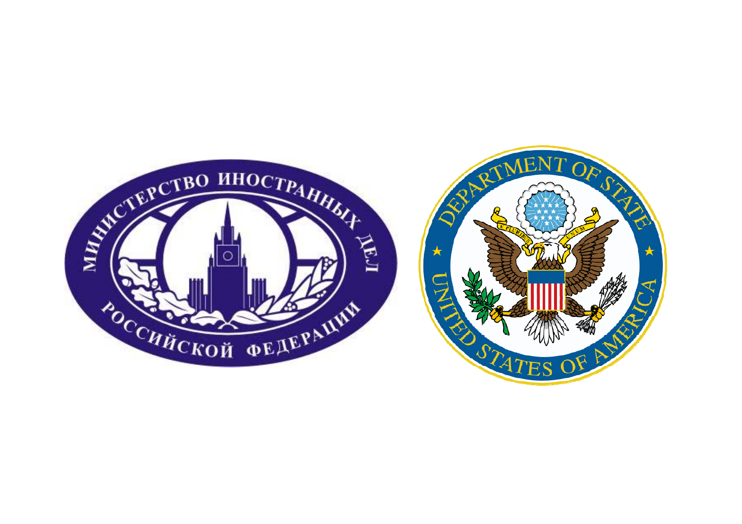МИНИСТЕРСТВО ИНОСТРАННЫХ ДЕЛ РОССИЙСКОЙ ФЕДЕРАЦИИ

DEPARTMENT OF STATE ★ UNITED STATES OF AMERICA ★

E PLURIBUS UNUM